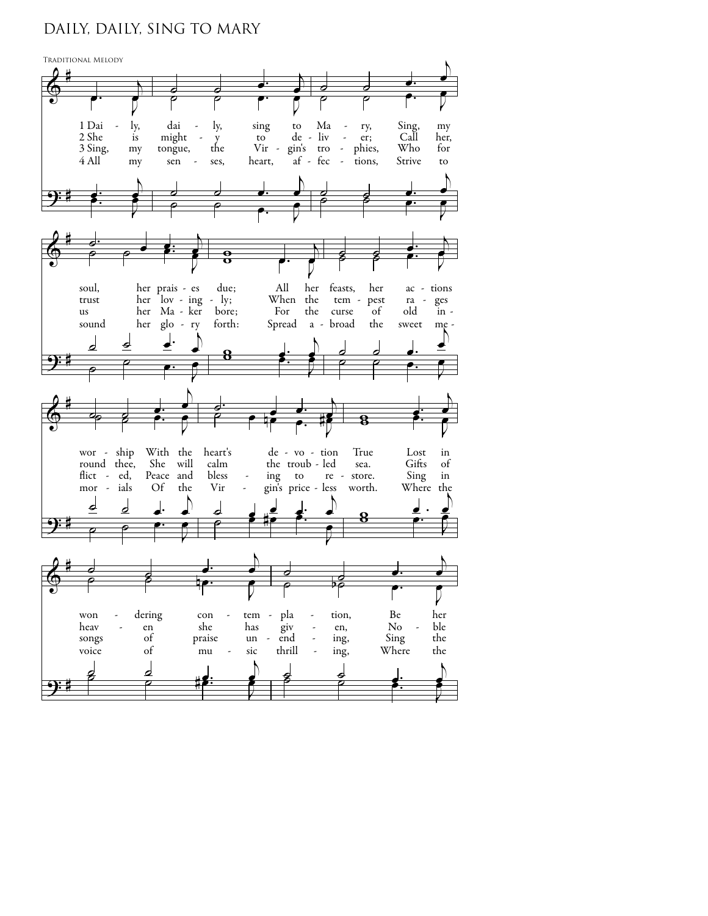# DAILY, DAILY, SING TO MARY

Traditional Melody

1 Dai - ly, dai - ly, sing to Ma - ry, Sing, my soul, her prais - es due; All her feasts, her ac - tions wor - ship With the heart's de - vo - tion True Lost in won - dering con - tem - pla - tion, Be her

2 She is might - y to de - liv - er; Call her, trust her lov - ing - ly; When the tem - pest ra - ges round thee, She will calm the troub - led sea. Gifts of heav - en she has giv - en, No - ble

3 Sing, my tongue, the Vir - gin's tro - phies, Who for us her Ma - ker bore; For the curse of old in - flict - ed, Peace and bless - ing to re - store. Sing in songs of praise un - end - ing, Sing the

4 All my sen - ses, heart, af - fec - tions, Strive to sound her glo - ry forth: Spread a - broad the sweet me - mor - ials Of the Vir - gin's price - less worth. Where the voice of mu - sic thrill - ing, Where the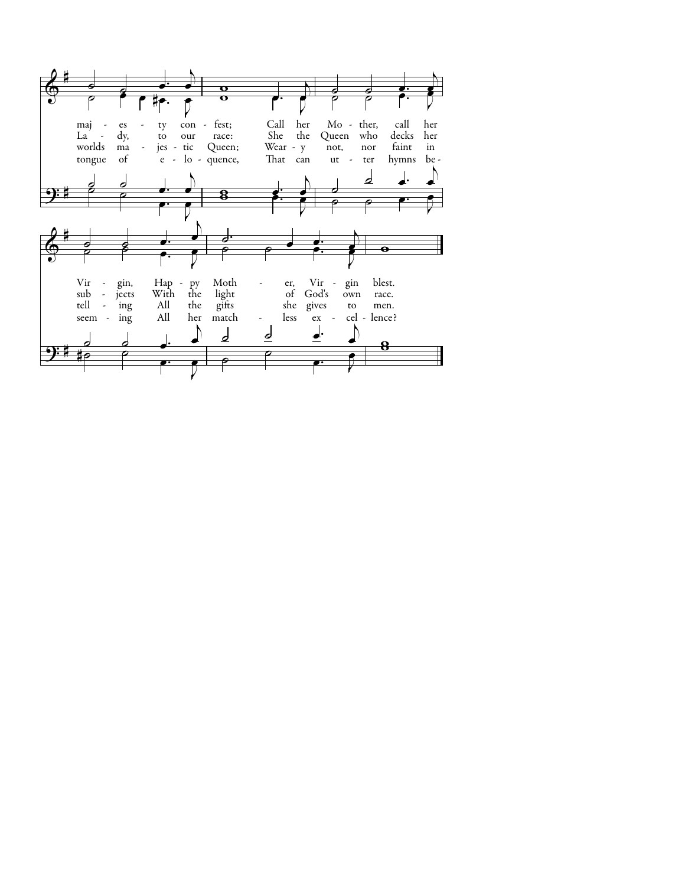maj - es - ty con - fest; Call her Mo - ther, call her
La - dy, to our race: She the Queen who decks her
worlds ma - jes - tic Queen; Wear - y not, nor faint in
tongue of e - lo - quence, That can ut - ter hymns be -

Vir - gin, Hap - py Moth - er, Vir - gin blest.
sub - jects With the light of God's own race.
tell - ing All the gifts she gives to men.
seem - ing All her match - less ex - cel - lence?